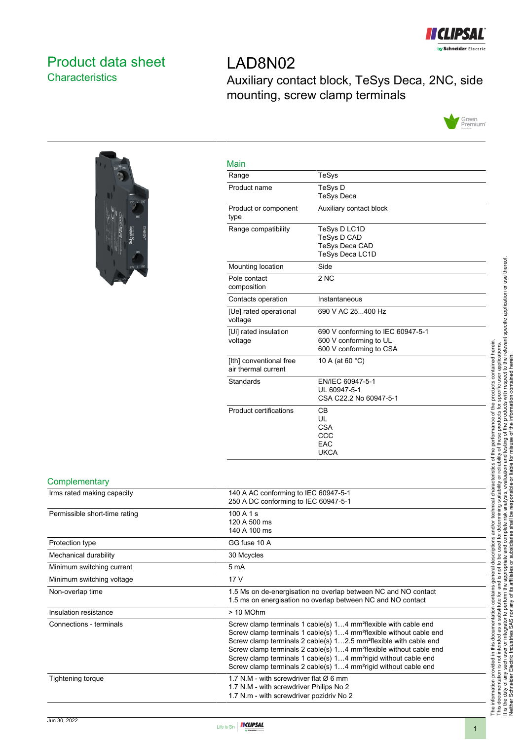# Product data sheet

## Characteristics

# LAD8N02

Auxiliary contact block, TeSys Deca, 2NC, side mounting, screw clamp terminals

### Main

| | |
|---|---|
| Range | TeSys |
| Product name | TeSys D<br>TeSys Deca |
| Product or component type | Auxiliary contact block |
| Range compatibility | TeSys D LC1D<br>TeSys D CAD<br>TeSys Deca CAD<br>TeSys Deca LC1D |
| Mounting location | Side |
| Pole contact composition | 2 NC |
| Contacts operation | Instantaneous |
| [Ue] rated operational voltage | 690 V AC 25...400 Hz |
| [Ui] rated insulation voltage | 690 V conforming to IEC 60947-5-1<br>600 V conforming to UL<br>600 V conforming to CSA |
| [Ith] conventional free air thermal current | 10 A (at 60 °C) |
| Standards | EN/IEC 60947-5-1<br>UL 60947-5-1<br>CSA C22.2 No 60947-5-1 |
| Product certifications | CB<br>UL<br>CSA<br>CCC<br>EAC<br>UKCA |

### Complementary

| | |
|---|---|
| Irms rated making capacity | 140 A AC conforming to IEC 60947-5-1<br>250 A DC conforming to IEC 60947-5-1 |
| Permissible short-time rating | 100 A 1 s<br>120 A 500 ms<br>140 A 100 ms |
| Protection type | GG fuse 10 A |
| Mechanical durability | 30 Mcycles |
| Minimum switching current | 5 mA |
| Minimum switching voltage | 17 V |
| Non-overlap time | 1.5 Ms on de-energisation no overlap between NC and NO contact<br>1.5 ms on energisation no overlap between NC and NO contact |
| Insulation resistance | > 10 MOhm |
| Connections - terminals | Screw clamp terminals 1 cable(s) 1…4 mm²flexible with cable end<br>Screw clamp terminals 1 cable(s) 1…4 mm²flexible without cable end<br>Screw clamp terminals 2 cable(s) 1…2.5 mm²flexible with cable end<br>Screw clamp terminals 2 cable(s) 1…4 mm²flexible without cable end<br>Screw clamp terminals 1 cable(s) 1…4 mm²rigid without cable end<br>Screw clamp terminals 2 cable(s) 1…4 mm²rigid without cable end |
| Tightening torque | 1.7 N.M - with screwdriver flat Ø 6 mm<br>1.7 N.M - with screwdriver Philips No 2<br>1.7 N.m - with screwdriver pozidriv No 2 |

The information provided in this documentation contains general descriptions and/or technical characteristics of the performance of the products contained herein. This documentation is not intended as a substitute for and is not to be used for determining suitability or reliability of these products for specific user applications. It is the duty of any such user or integrator to perform the appropriate and complete risk analysis, evaluation and testing of the products with respect to the relevant specific application or use thereof. Neither Schneider Electric Industries SAS nor any of its affiliates or subsidiaries shall be responsible or liable for misuse of the information contained herein.

Jun 30, 2022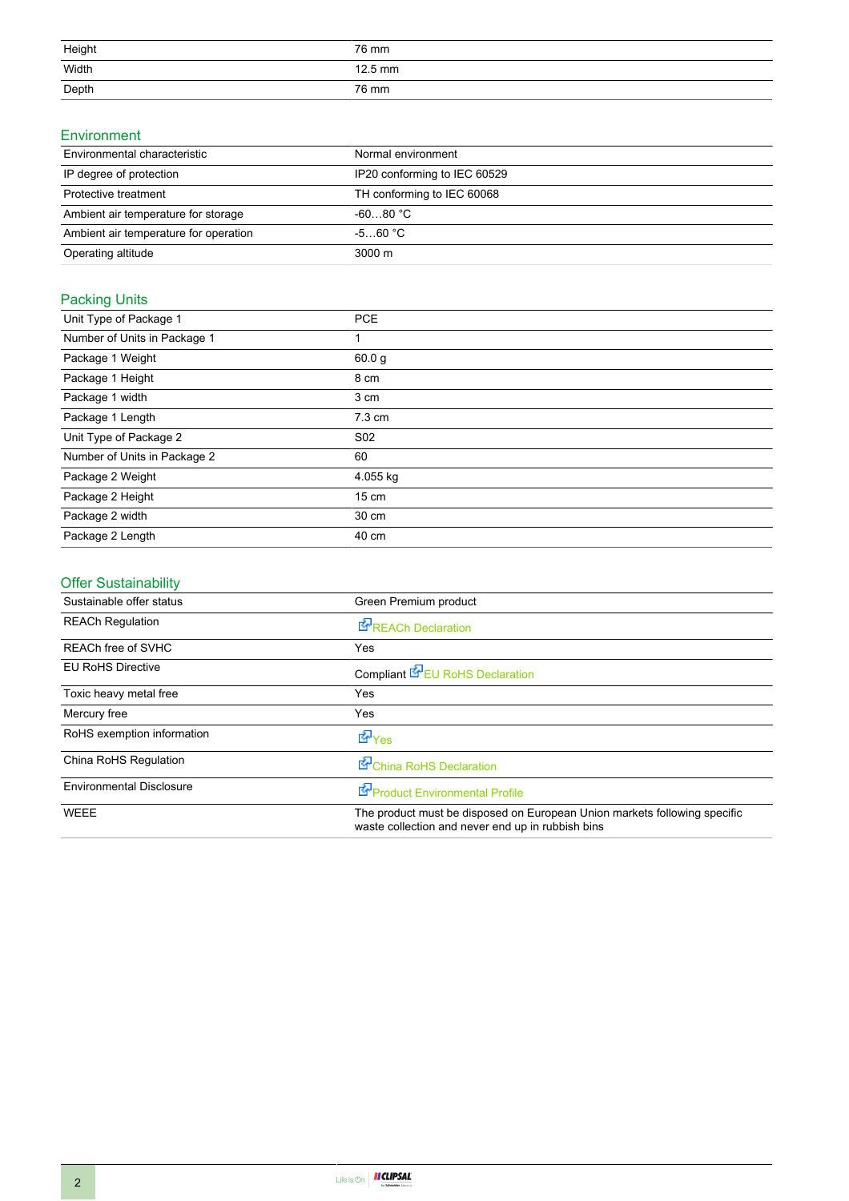| | |
|---|---|
| Height | 76 mm |
| Width | 12.5 mm |
| Depth | 76 mm |

## Environment

| | |
|---|---|
| Environmental characteristic | Normal environment |
| IP degree of protection | IP20 conforming to IEC 60529 |
| Protective treatment | TH conforming to IEC 60068 |
| Ambient air temperature for storage | -60…80 °C |
| Ambient air temperature for operation | -5…60 °C |
| Operating altitude | 3000 m |

## Packing Units

| | |
|---|---|
| Unit Type of Package 1 | PCE |
| Number of Units in Package 1 | 1 |
| Package 1 Weight | 60.0 g |
| Package 1 Height | 8 cm |
| Package 1 width | 3 cm |
| Package 1 Length | 7.3 cm |
| Unit Type of Package 2 | S02 |
| Number of Units in Package 2 | 60 |
| Package 2 Weight | 4.055 kg |
| Package 2 Height | 15 cm |
| Package 2 width | 30 cm |
| Package 2 Length | 40 cm |

## Offer Sustainability

| | |
|---|---|
| Sustainable offer status | Green Premium product |
| REACh Regulation | REACh Declaration |
| REACh free of SVHC | Yes |
| EU RoHS Directive | Compliant EU RoHS Declaration |
| Toxic heavy metal free | Yes |
| Mercury free | Yes |
| RoHS exemption information | Yes |
| China RoHS Regulation | China RoHS Declaration |
| Environmental Disclosure | Product Environmental Profile |
| WEEE | The product must be disposed on European Union markets following specific waste collection and never end up in rubbish bins |